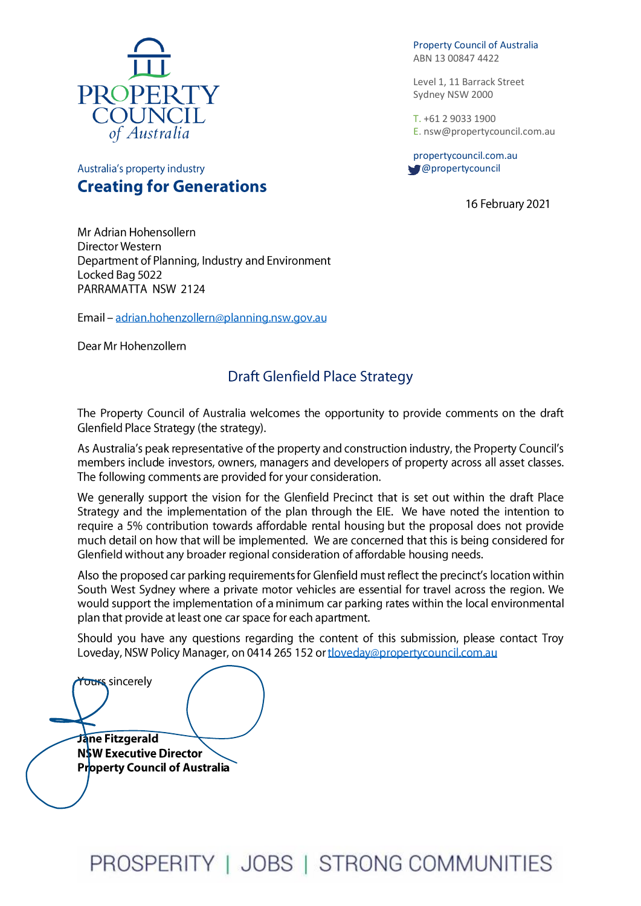**PROPERTY COUNCIL of Australia**

Australia's property industry

**Creating for Generations**

Property Council of Australia
ABN 13 00847 4422

Level 1, 11 Barrack Street
Sydney NSW 2000

T. +61 2 9033 1900
E. nsw@propertycouncil.com.au

propertycouncil.com.au
@propertycouncil

16 February 2021

Mr Adrian Hohensollern
Director Western
Department of Planning, Industry and Environment
Locked Bag 5022
PARRAMATTA NSW 2124

Email – adrian.hohenzollern@planning.nsw.gov.au

Dear Mr Hohenzollern

## Draft Glenfield Place Strategy

The Property Council of Australia welcomes the opportunity to provide comments on the draft Glenfield Place Strategy (the strategy).

As Australia's peak representative of the property and construction industry, the Property Council's members include investors, owners, managers and developers of property across all asset classes. The following comments are provided for your consideration.

We generally support the vision for the Glenfield Precinct that is set out within the draft Place Strategy and the implementation of the plan through the EIE. We have noted the intention to require a 5% contribution towards affordable rental housing but the proposal does not provide much detail on how that will be implemented. We are concerned that this is being considered for Glenfield without any broader regional consideration of affordable housing needs.

Also the proposed car parking requirements for Glenfield must reflect the precinct's location within South West Sydney where a private motor vehicles are essential for travel across the region. We would support the implementation of a minimum car parking rates within the local environmental plan that provide at least one car space for each apartment.

Should you have any questions regarding the content of this submission, please contact Troy Loveday, NSW Policy Manager, on 0414 265 152 or tloveday@propertycouncil.com.au

Yours sincerely

**Jane Fitzgerald**
**NSW Executive Director**
**Property Council of Australia**

PROSPERITY | JOBS | STRONG COMMUNITIES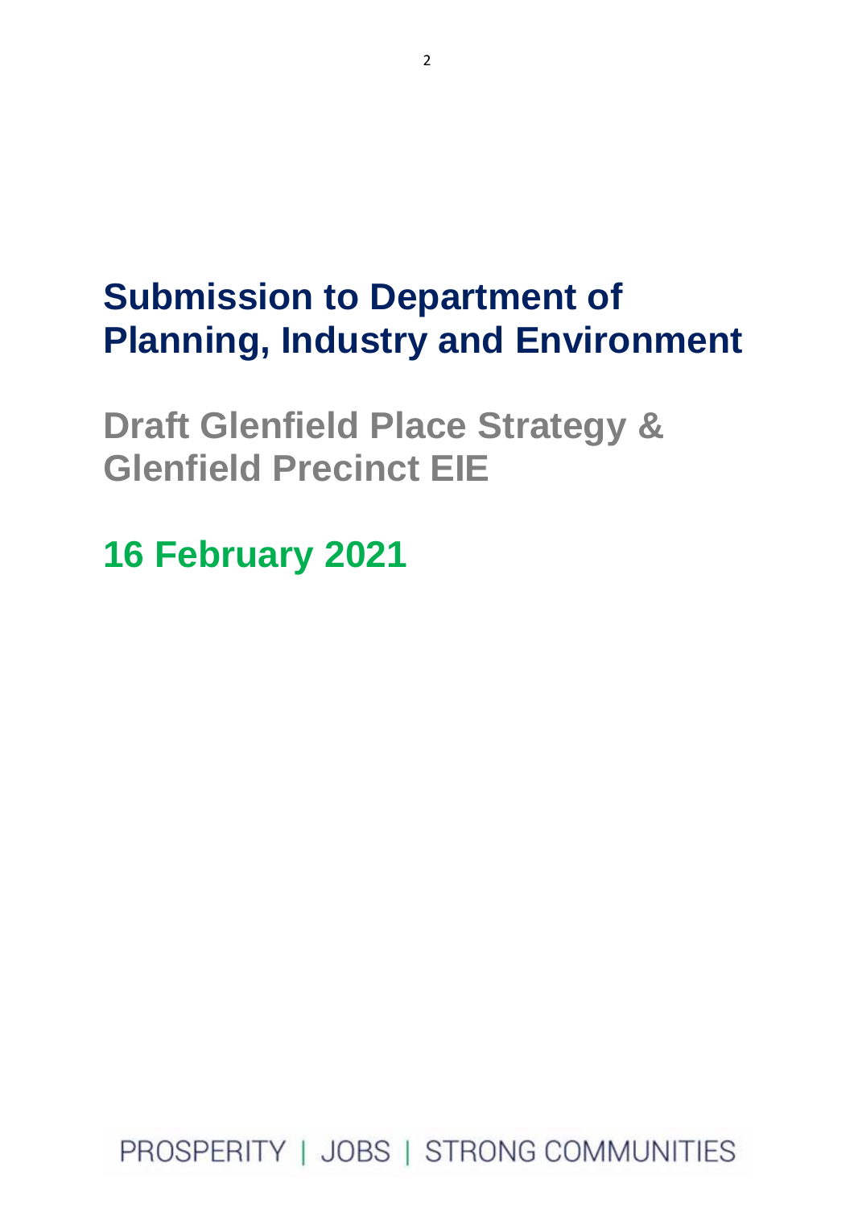# Submission to Department of Planning, Industry and Environment

## Draft Glenfield Place Strategy & Glenfield Precinct EIE

## 16 February 2021

PROSPERITY | JOBS | STRONG COMMUNITIES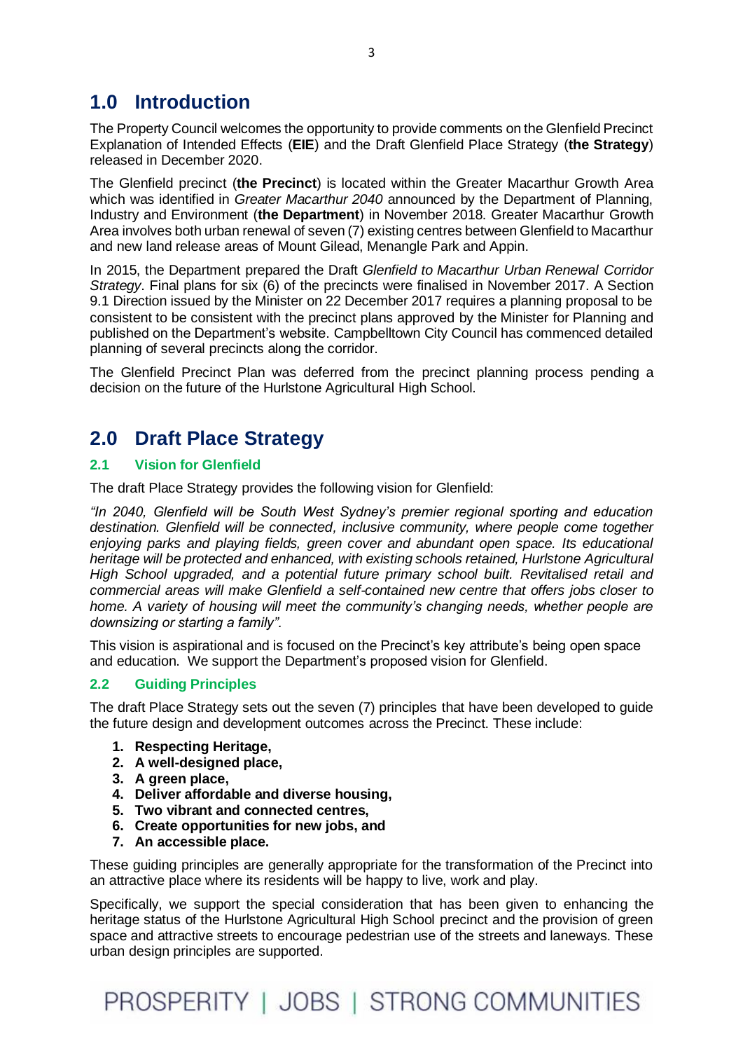## 1.0 Introduction

The Property Council welcomes the opportunity to provide comments on the Glenfield Precinct Explanation of Intended Effects (**EIE**) and the Draft Glenfield Place Strategy (**the Strategy**) released in December 2020.

The Glenfield precinct (**the Precinct**) is located within the Greater Macarthur Growth Area which was identified in *Greater Macarthur 2040* announced by the Department of Planning, Industry and Environment (**the Department**) in November 2018. Greater Macarthur Growth Area involves both urban renewal of seven (7) existing centres between Glenfield to Macarthur and new land release areas of Mount Gilead, Menangle Park and Appin.

In 2015, the Department prepared the Draft *Glenfield to Macarthur Urban Renewal Corridor Strategy*. Final plans for six (6) of the precincts were finalised in November 2017. A Section 9.1 Direction issued by the Minister on 22 December 2017 requires a planning proposal to be consistent to be consistent with the precinct plans approved by the Minister for Planning and published on the Department's website. Campbelltown City Council has commenced detailed planning of several precincts along the corridor.

The Glenfield Precinct Plan was deferred from the precinct planning process pending a decision on the future of the Hurlstone Agricultural High School.

## 2.0 Draft Place Strategy

### 2.1 Vision for Glenfield

The draft Place Strategy provides the following vision for Glenfield:

*"In 2040, Glenfield will be South West Sydney's premier regional sporting and education destination. Glenfield will be connected, inclusive community, where people come together enjoying parks and playing fields, green cover and abundant open space. Its educational heritage will be protected and enhanced, with existing schools retained, Hurlstone Agricultural High School upgraded, and a potential future primary school built. Revitalised retail and commercial areas will make Glenfield a self-contained new centre that offers jobs closer to home. A variety of housing will meet the community's changing needs, whether people are downsizing or starting a family".*

This vision is aspirational and is focused on the Precinct's key attribute's being open space and education. We support the Department's proposed vision for Glenfield.

### 2.2 Guiding Principles

The draft Place Strategy sets out the seven (7) principles that have been developed to guide the future design and development outcomes across the Precinct. These include:

1. **Respecting Heritage,**
2. **A well-designed place,**
3. **A green place,**
4. **Deliver affordable and diverse housing,**
5. **Two vibrant and connected centres,**
6. **Create opportunities for new jobs, and**
7. **An accessible place.**

These guiding principles are generally appropriate for the transformation of the Precinct into an attractive place where its residents will be happy to live, work and play.

Specifically, we support the special consideration that has been given to enhancing the heritage status of the Hurlstone Agricultural High School precinct and the provision of green space and attractive streets to encourage pedestrian use of the streets and laneways. These urban design principles are supported.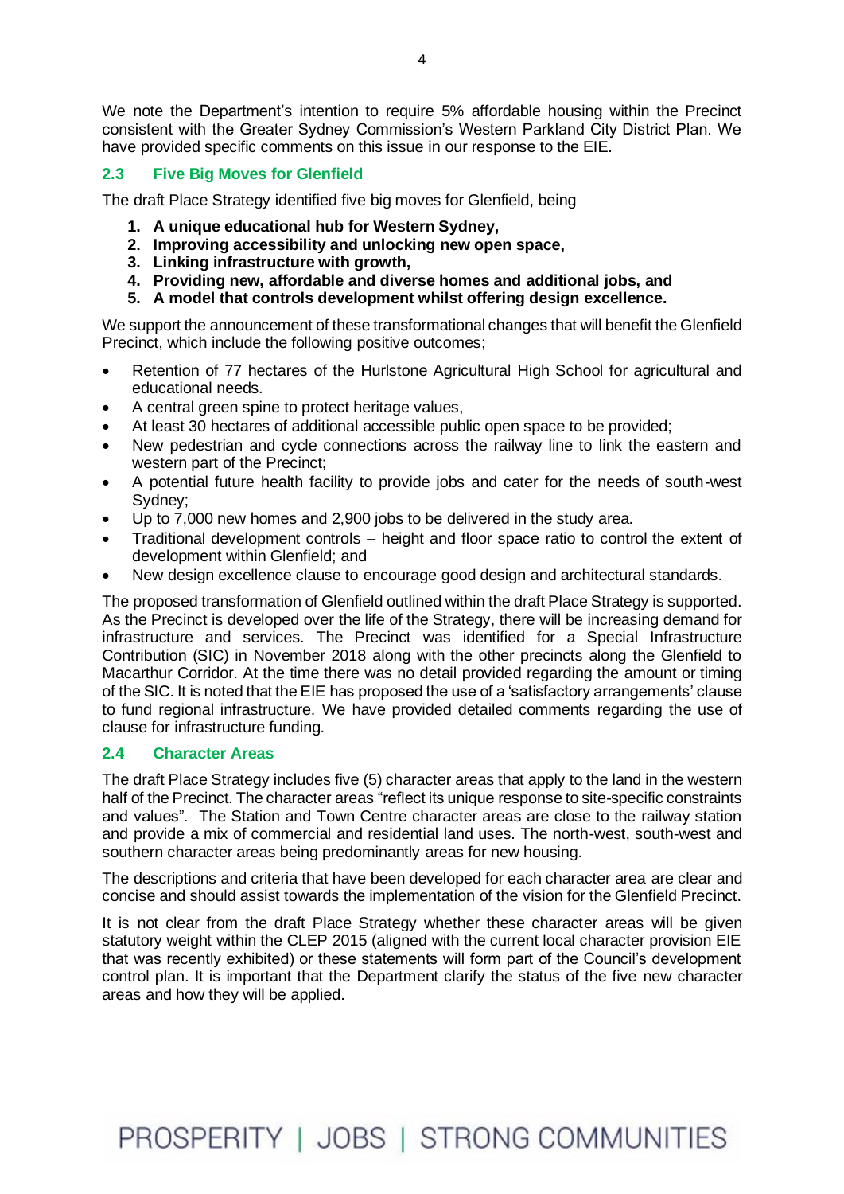We note the Department's intention to require 5% affordable housing within the Precinct consistent with the Greater Sydney Commission's Western Parkland City District Plan. We have provided specific comments on this issue in our response to the EIE.

## 2.3 Five Big Moves for Glenfield

The draft Place Strategy identified five big moves for Glenfield, being

1. **A unique educational hub for Western Sydney,**
2. **Improving accessibility and unlocking new open space,**
3. **Linking infrastructure with growth,**
4. **Providing new, affordable and diverse homes and additional jobs, and**
5. **A model that controls development whilst offering design excellence.**

We support the announcement of these transformational changes that will benefit the Glenfield Precinct, which include the following positive outcomes;

- Retention of 77 hectares of the Hurlstone Agricultural High School for agricultural and educational needs.
- A central green spine to protect heritage values,
- At least 30 hectares of additional accessible public open space to be provided;
- New pedestrian and cycle connections across the railway line to link the eastern and western part of the Precinct;
- A potential future health facility to provide jobs and cater for the needs of south-west Sydney;
- Up to 7,000 new homes and 2,900 jobs to be delivered in the study area.
- Traditional development controls – height and floor space ratio to control the extent of development within Glenfield; and
- New design excellence clause to encourage good design and architectural standards.

The proposed transformation of Glenfield outlined within the draft Place Strategy is supported. As the Precinct is developed over the life of the Strategy, there will be increasing demand for infrastructure and services. The Precinct was identified for a Special Infrastructure Contribution (SIC) in November 2018 along with the other precincts along the Glenfield to Macarthur Corridor. At the time there was no detail provided regarding the amount or timing of the SIC. It is noted that the EIE has proposed the use of a 'satisfactory arrangements' clause to fund regional infrastructure. We have provided detailed comments regarding the use of clause for infrastructure funding.

## 2.4 Character Areas

The draft Place Strategy includes five (5) character areas that apply to the land in the western half of the Precinct. The character areas "reflect its unique response to site-specific constraints and values". The Station and Town Centre character areas are close to the railway station and provide a mix of commercial and residential land uses. The north-west, south-west and southern character areas being predominantly areas for new housing.

The descriptions and criteria that have been developed for each character area are clear and concise and should assist towards the implementation of the vision for the Glenfield Precinct.

It is not clear from the draft Place Strategy whether these character areas will be given statutory weight within the CLEP 2015 (aligned with the current local character provision EIE that was recently exhibited) or these statements will form part of the Council's development control plan. It is important that the Department clarify the status of the five new character areas and how they will be applied.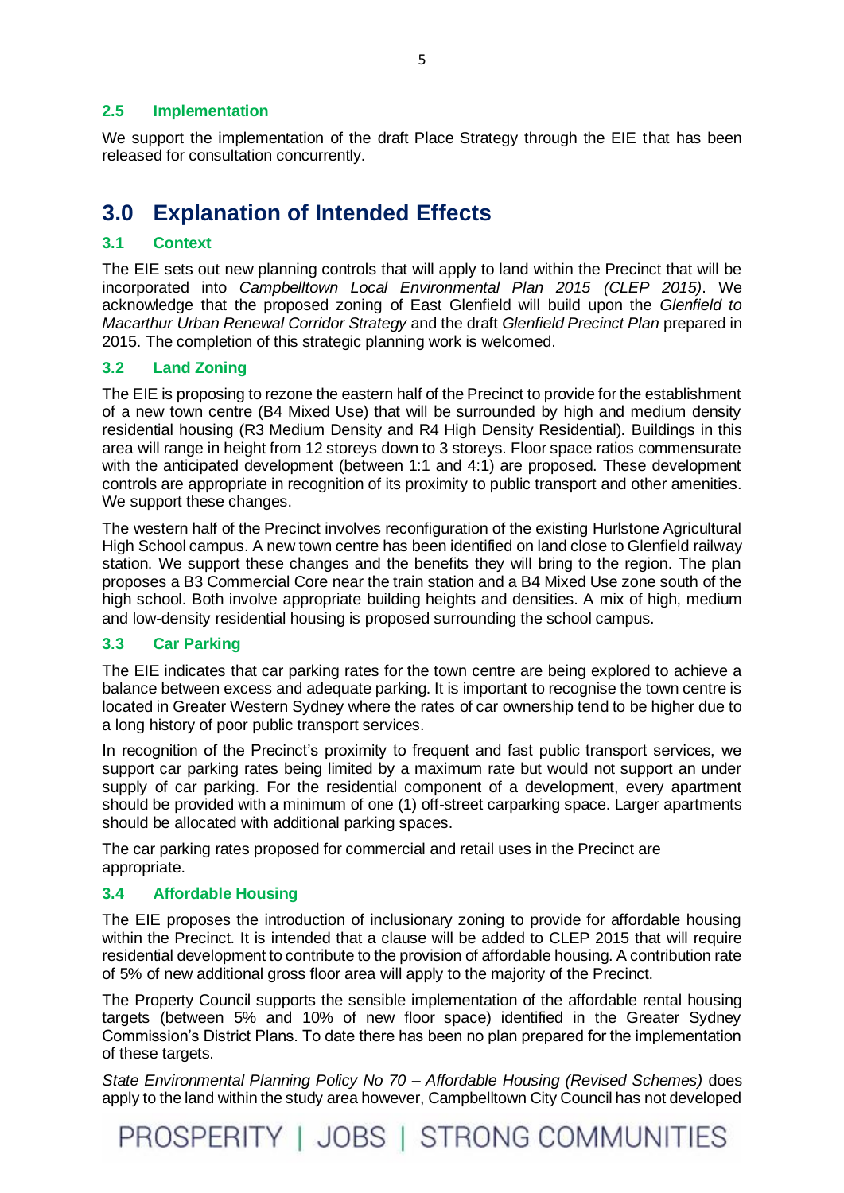### 2.5 Implementation

We support the implementation of the draft Place Strategy through the EIE that has been released for consultation concurrently.

## 3.0 Explanation of Intended Effects

### 3.1 Context

The EIE sets out new planning controls that will apply to land within the Precinct that will be incorporated into *Campbelltown Local Environmental Plan 2015 (CLEP 2015)*. We acknowledge that the proposed zoning of East Glenfield will build upon the *Glenfield to Macarthur Urban Renewal Corridor Strategy* and the draft *Glenfield Precinct Plan* prepared in 2015. The completion of this strategic planning work is welcomed.

### 3.2 Land Zoning

The EIE is proposing to rezone the eastern half of the Precinct to provide for the establishment of a new town centre (B4 Mixed Use) that will be surrounded by high and medium density residential housing (R3 Medium Density and R4 High Density Residential). Buildings in this area will range in height from 12 storeys down to 3 storeys. Floor space ratios commensurate with the anticipated development (between 1:1 and 4:1) are proposed. These development controls are appropriate in recognition of its proximity to public transport and other amenities. We support these changes.

The western half of the Precinct involves reconfiguration of the existing Hurlstone Agricultural High School campus. A new town centre has been identified on land close to Glenfield railway station. We support these changes and the benefits they will bring to the region. The plan proposes a B3 Commercial Core near the train station and a B4 Mixed Use zone south of the high school. Both involve appropriate building heights and densities. A mix of high, medium and low-density residential housing is proposed surrounding the school campus.

### 3.3 Car Parking

The EIE indicates that car parking rates for the town centre are being explored to achieve a balance between excess and adequate parking. It is important to recognise the town centre is located in Greater Western Sydney where the rates of car ownership tend to be higher due to a long history of poor public transport services.

In recognition of the Precinct's proximity to frequent and fast public transport services, we support car parking rates being limited by a maximum rate but would not support an under supply of car parking. For the residential component of a development, every apartment should be provided with a minimum of one (1) off-street carparking space. Larger apartments should be allocated with additional parking spaces.

The car parking rates proposed for commercial and retail uses in the Precinct are appropriate.

### 3.4 Affordable Housing

The EIE proposes the introduction of inclusionary zoning to provide for affordable housing within the Precinct. It is intended that a clause will be added to CLEP 2015 that will require residential development to contribute to the provision of affordable housing. A contribution rate of 5% of new additional gross floor area will apply to the majority of the Precinct.

The Property Council supports the sensible implementation of the affordable rental housing targets (between 5% and 10% of new floor space) identified in the Greater Sydney Commission's District Plans. To date there has been no plan prepared for the implementation of these targets.

*State Environmental Planning Policy No 70 – Affordable Housing (Revised Schemes)* does apply to the land within the study area however, Campbelltown City Council has not developed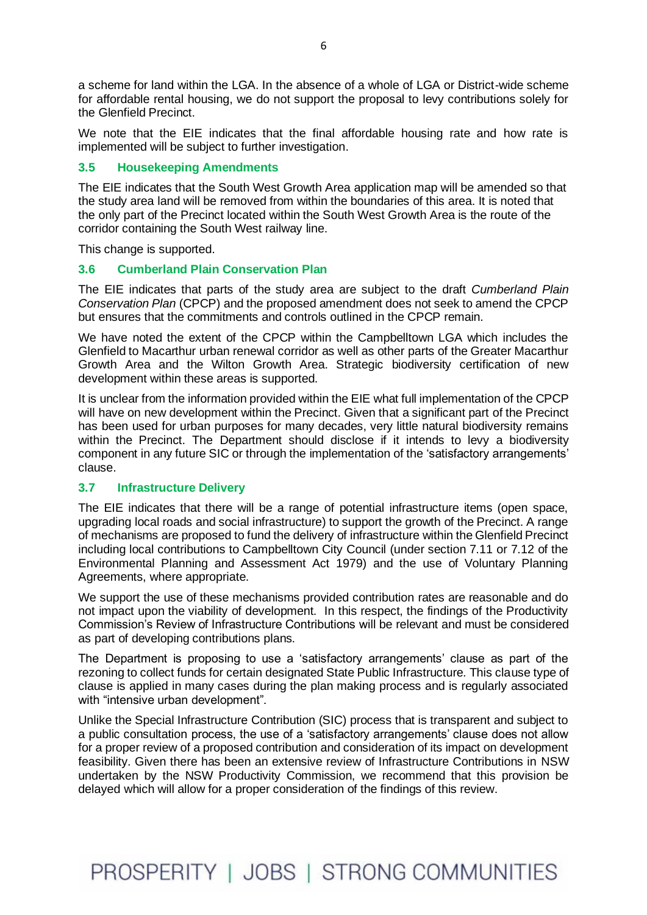a scheme for land within the LGA. In the absence of a whole of LGA or District-wide scheme for affordable rental housing, we do not support the proposal to levy contributions solely for the Glenfield Precinct.

We note that the EIE indicates that the final affordable housing rate and how rate is implemented will be subject to further investigation.

### 3.5 Housekeeping Amendments

The EIE indicates that the South West Growth Area application map will be amended so that the study area land will be removed from within the boundaries of this area. It is noted that the only part of the Precinct located within the South West Growth Area is the route of the corridor containing the South West railway line.

This change is supported.

### 3.6 Cumberland Plain Conservation Plan

The EIE indicates that parts of the study area are subject to the draft *Cumberland Plain Conservation Plan* (CPCP) and the proposed amendment does not seek to amend the CPCP but ensures that the commitments and controls outlined in the CPCP remain.

We have noted the extent of the CPCP within the Campbelltown LGA which includes the Glenfield to Macarthur urban renewal corridor as well as other parts of the Greater Macarthur Growth Area and the Wilton Growth Area. Strategic biodiversity certification of new development within these areas is supported.

It is unclear from the information provided within the EIE what full implementation of the CPCP will have on new development within the Precinct. Given that a significant part of the Precinct has been used for urban purposes for many decades, very little natural biodiversity remains within the Precinct. The Department should disclose if it intends to levy a biodiversity component in any future SIC or through the implementation of the 'satisfactory arrangements' clause.

### 3.7 Infrastructure Delivery

The EIE indicates that there will be a range of potential infrastructure items (open space, upgrading local roads and social infrastructure) to support the growth of the Precinct. A range of mechanisms are proposed to fund the delivery of infrastructure within the Glenfield Precinct including local contributions to Campbelltown City Council (under section 7.11 or 7.12 of the Environmental Planning and Assessment Act 1979) and the use of Voluntary Planning Agreements, where appropriate.

We support the use of these mechanisms provided contribution rates are reasonable and do not impact upon the viability of development. In this respect, the findings of the Productivity Commission's Review of Infrastructure Contributions will be relevant and must be considered as part of developing contributions plans.

The Department is proposing to use a 'satisfactory arrangements' clause as part of the rezoning to collect funds for certain designated State Public Infrastructure. This clause type of clause is applied in many cases during the plan making process and is regularly associated with "intensive urban development".

Unlike the Special Infrastructure Contribution (SIC) process that is transparent and subject to a public consultation process, the use of a 'satisfactory arrangements' clause does not allow for a proper review of a proposed contribution and consideration of its impact on development feasibility. Given there has been an extensive review of Infrastructure Contributions in NSW undertaken by the NSW Productivity Commission, we recommend that this provision be delayed which will allow for a proper consideration of the findings of this review.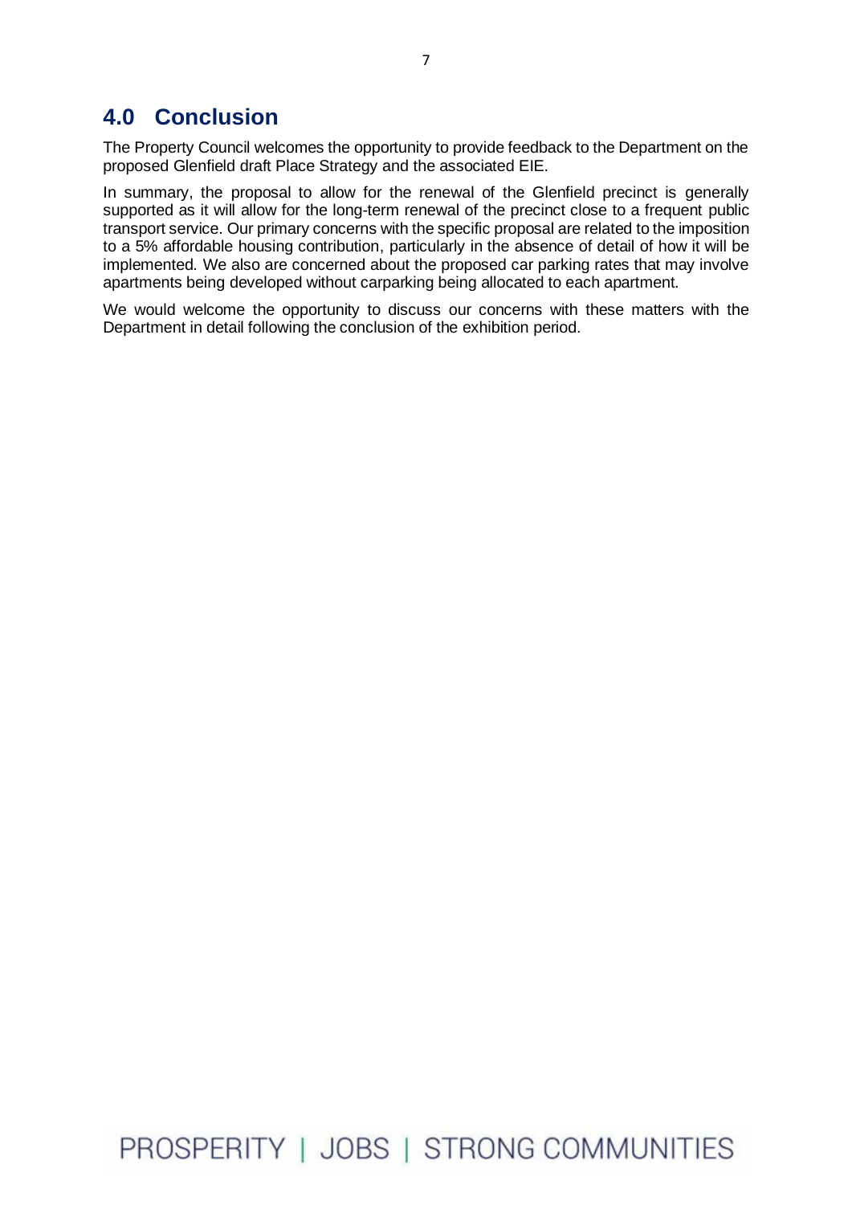## 4.0 Conclusion

The Property Council welcomes the opportunity to provide feedback to the Department on the proposed Glenfield draft Place Strategy and the associated EIE.

In summary, the proposal to allow for the renewal of the Glenfield precinct is generally supported as it will allow for the long-term renewal of the precinct close to a frequent public transport service. Our primary concerns with the specific proposal are related to the imposition to a 5% affordable housing contribution, particularly in the absence of detail of how it will be implemented. We also are concerned about the proposed car parking rates that may involve apartments being developed without carparking being allocated to each apartment.

We would welcome the opportunity to discuss our concerns with these matters with the Department in detail following the conclusion of the exhibition period.